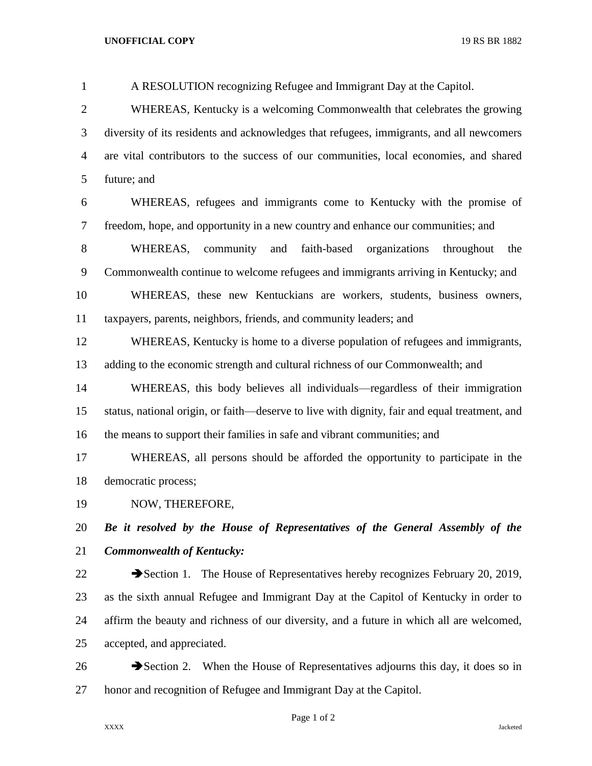A RESOLUTION recognizing Refugee and Immigrant Day at the Capitol.

WHEREAS, Kentucky is a welcoming Commonwealth that celebrates the growing diversity of its residents and acknowledges that refugees, immigrants, and all newcomers are vital contributors to the success of our communities, local economies, and shared future; and

WHEREAS, refugees and immigrants come to Kentucky with the promise of freedom, hope, and opportunity in a new country and enhance our communities; and

WHEREAS, community and faith-based organizations throughout the Commonwealth continue to welcome refugees and immigrants arriving in Kentucky; and

WHEREAS, these new Kentuckians are workers, students, business owners, taxpayers, parents, neighbors, friends, and community leaders; and

WHEREAS, Kentucky is home to a diverse population of refugees and immigrants, adding to the economic strength and cultural richness of our Commonwealth; and

WHEREAS, this body believes all individuals—regardless of their immigration status, national origin, or faith—deserve to live with dignity, fair and equal treatment, and the means to support their families in safe and vibrant communities; and

WHEREAS, all persons should be afforded the opportunity to participate in the democratic process;

NOW, THEREFORE,

***Be it resolved by the House of Representatives of the General Assembly of the Commonwealth of Kentucky:***

➔Section 1. The House of Representatives hereby recognizes February 20, 2019, as the sixth annual Refugee and Immigrant Day at the Capitol of Kentucky in order to affirm the beauty and richness of our diversity, and a future in which all are welcomed, accepted, and appreciated.

➔Section 2. When the House of Representatives adjourns this day, it does so in honor and recognition of Refugee and Immigrant Day at the Capitol.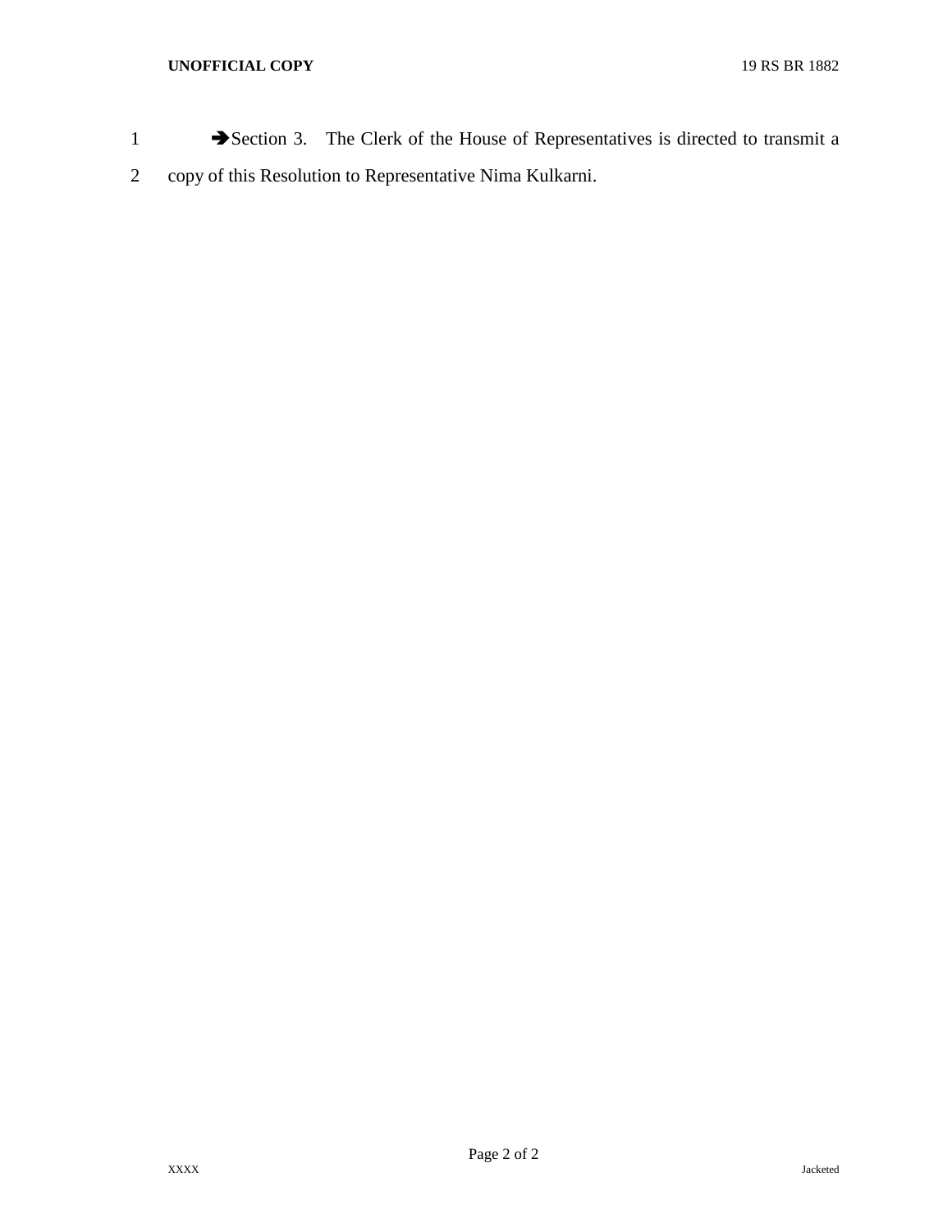➔Section 3. The Clerk of the House of Representatives is directed to transmit a copy of this Resolution to Representative Nima Kulkarni.